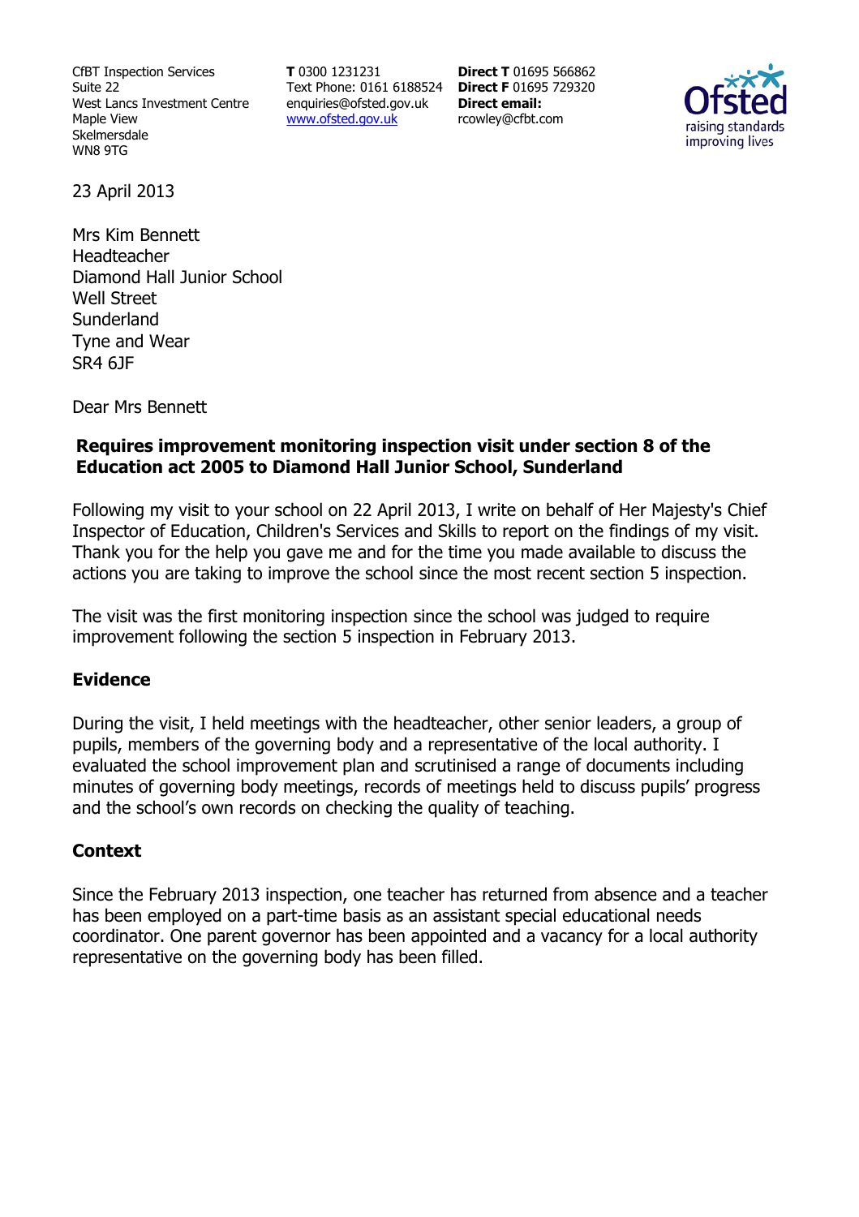CfBT Inspection Services
Suite 22
West Lancs Investment Centre
Maple View
Skelmersdale
WN8 9TG

**T** 0300 1231231
Text Phone: 0161 6188524
enquiries@ofsted.gov.uk
www.ofsted.gov.uk

**Direct T** 01695 566862
**Direct F** 01695 729320
**Direct email:**
rcowley@cfbt.com

23 April 2013

Mrs Kim Bennett
Headteacher
Diamond Hall Junior School
Well Street
Sunderland
Tyne and Wear
SR4 6JF

Dear Mrs Bennett

**Requires improvement monitoring inspection visit under section 8 of the Education act 2005 to Diamond Hall Junior School, Sunderland**

Following my visit to your school on 22 April 2013, I write on behalf of Her Majesty's Chief Inspector of Education, Children's Services and Skills to report on the findings of my visit. Thank you for the help you gave me and for the time you made available to discuss the actions you are taking to improve the school since the most recent section 5 inspection.

The visit was the first monitoring inspection since the school was judged to require improvement following the section 5 inspection in February 2013.

## Evidence

During the visit, I held meetings with the headteacher, other senior leaders, a group of pupils, members of the governing body and a representative of the local authority. I evaluated the school improvement plan and scrutinised a range of documents including minutes of governing body meetings, records of meetings held to discuss pupils' progress and the school's own records on checking the quality of teaching.

## Context

Since the February 2013 inspection, one teacher has returned from absence and a teacher has been employed on a part-time basis as an assistant special educational needs coordinator. One parent governor has been appointed and a vacancy for a local authority representative on the governing body has been filled.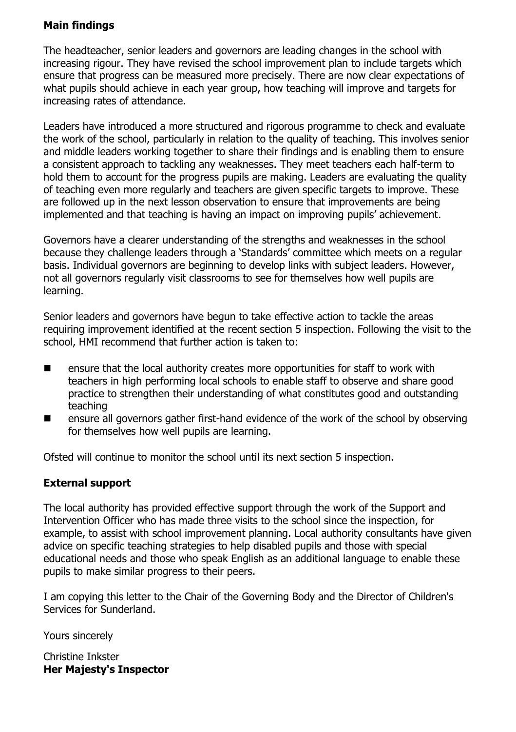## Main findings

The headteacher, senior leaders and governors are leading changes in the school with increasing rigour. They have revised the school improvement plan to include targets which ensure that progress can be measured more precisely. There are now clear expectations of what pupils should achieve in each year group, how teaching will improve and targets for increasing rates of attendance.

Leaders have introduced a more structured and rigorous programme to check and evaluate the work of the school, particularly in relation to the quality of teaching. This involves senior and middle leaders working together to share their findings and is enabling them to ensure a consistent approach to tackling any weaknesses. They meet teachers each half-term to hold them to account for the progress pupils are making. Leaders are evaluating the quality of teaching even more regularly and teachers are given specific targets to improve. These are followed up in the next lesson observation to ensure that improvements are being implemented and that teaching is having an impact on improving pupils' achievement.

Governors have a clearer understanding of the strengths and weaknesses in the school because they challenge leaders through a 'Standards' committee which meets on a regular basis. Individual governors are beginning to develop links with subject leaders. However, not all governors regularly visit classrooms to see for themselves how well pupils are learning.

Senior leaders and governors have begun to take effective action to tackle the areas requiring improvement identified at the recent section 5 inspection. Following the visit to the school, HMI recommend that further action is taken to:

- ensure that the local authority creates more opportunities for staff to work with teachers in high performing local schools to enable staff to observe and share good practice to strengthen their understanding of what constitutes good and outstanding teaching
- ensure all governors gather first-hand evidence of the work of the school by observing for themselves how well pupils are learning.

Ofsted will continue to monitor the school until its next section 5 inspection.

## External support

The local authority has provided effective support through the work of the Support and Intervention Officer who has made three visits to the school since the inspection, for example, to assist with school improvement planning. Local authority consultants have given advice on specific teaching strategies to help disabled pupils and those with special educational needs and those who speak English as an additional language to enable these pupils to make similar progress to their peers.

I am copying this letter to the Chair of the Governing Body and the Director of Children's Services for Sunderland.

Yours sincerely

Christine Inkster
**Her Majesty's Inspector**